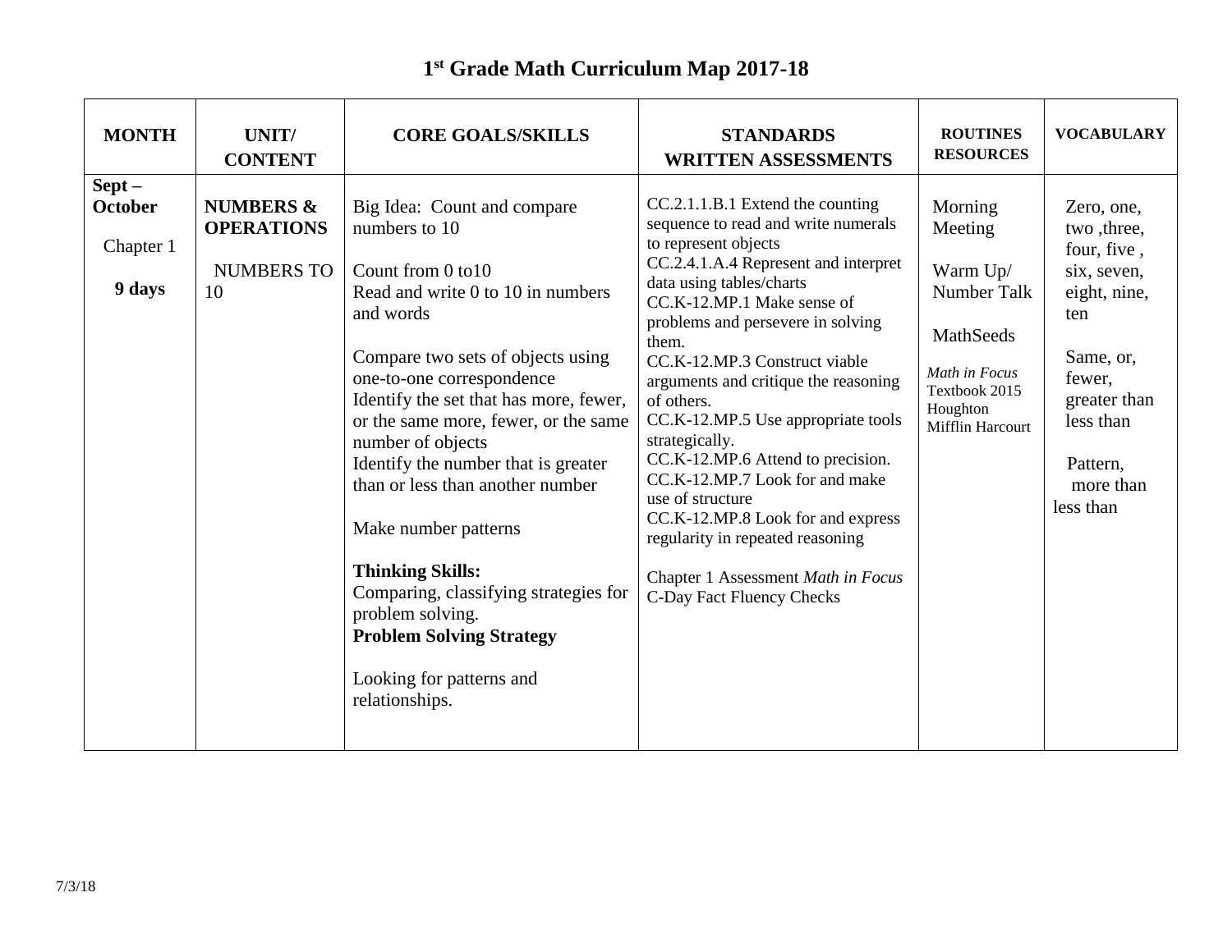# 1st Grade Math Curriculum Map 2017-18

| MONTH | UNIT/ CONTENT | CORE GOALS/SKILLS | STANDARDS WRITTEN ASSESSMENTS | ROUTINES RESOURCES | VOCABULARY |
|---|---|---|---|---|---|
| **Sept – October**<br><br>Chapter 1<br><br>**9 days** | **NUMBERS & OPERATIONS**<br><br>NUMBERS TO 10 | Big Idea: Count and compare numbers to 10<br><br>Count from 0 to10<br>Read and write 0 to 10 in numbers and words<br><br>Compare two sets of objects using one-to-one correspondence<br>Identify the set that has more, fewer, or the same more, fewer, or the same number of objects<br>Identify the number that is greater than or less than another number<br><br>Make number patterns<br><br>**Thinking Skills:**<br>Comparing, classifying strategies for problem solving.<br>**Problem Solving Strategy**<br><br>Looking for patterns and relationships. | CC.2.1.1.B.1 Extend the counting sequence to read and write numerals to represent objects<br>CC.2.4.1.A.4 Represent and interpret data using tables/charts<br>CC.K-12.MP.1 Make sense of problems and persevere in solving them.<br>CC.K-12.MP.3 Construct viable arguments and critique the reasoning of others.<br>CC.K-12.MP.5 Use appropriate tools strategically.<br>CC.K-12.MP.6 Attend to precision.<br>CC.K-12.MP.7 Look for and make use of structure<br>CC.K-12.MP.8 Look for and express regularity in repeated reasoning<br><br>Chapter 1 Assessment *Math in Focus*<br>C-Day Fact Fluency Checks | Morning Meeting<br><br>Warm Up/ Number Talk<br><br>MathSeeds<br><br>*Math in Focus* Textbook 2015 Houghton Mifflin Harcourt | Zero, one, two ,three, four, five , six, seven, eight, nine, ten<br><br>Same, or, fewer, greater than less than<br><br>Pattern, more than less than |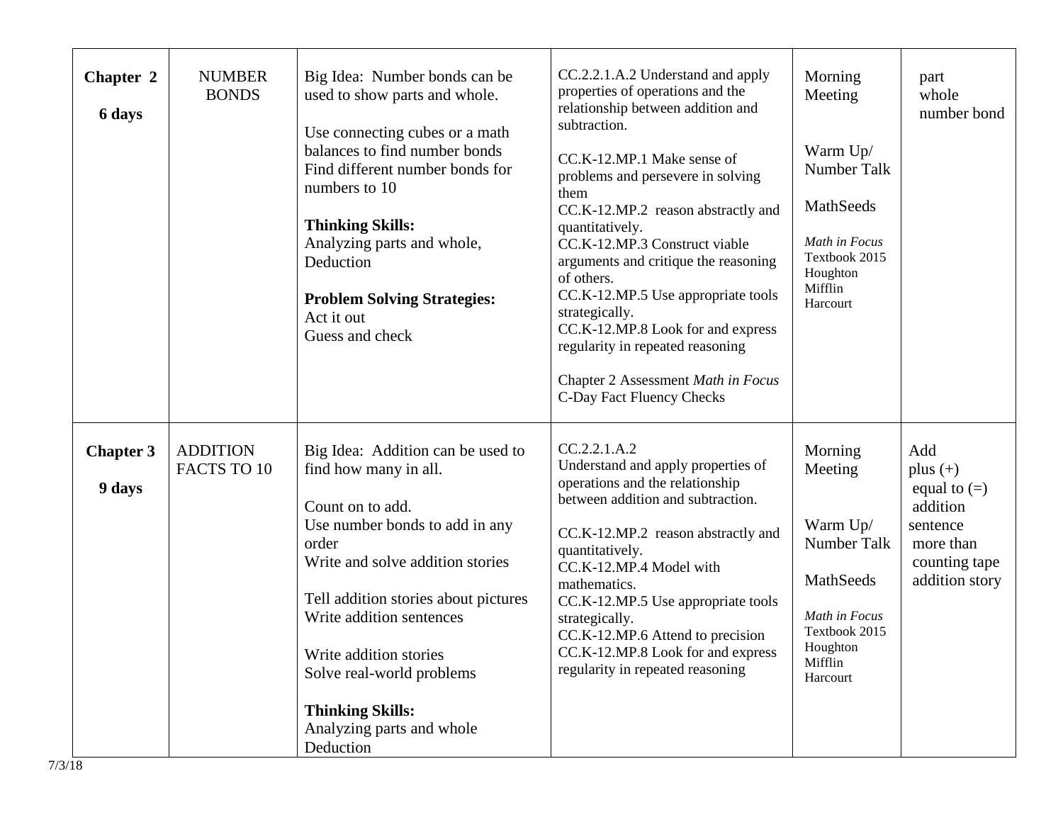| **Chapter 2**<br><br>**6 days** | NUMBER BONDS | Big Idea: Number bonds can be used to show parts and whole.<br><br>Use connecting cubes or a math balances to find number bonds<br>Find different number bonds for numbers to 10<br><br>**Thinking Skills:**<br>Analyzing parts and whole, Deduction<br><br>**Problem Solving Strategies:**<br>Act it out<br>Guess and check | CC.2.2.1.A.2 Understand and apply properties of operations and the relationship between addition and subtraction.<br><br>CC.K-12.MP.1 Make sense of problems and persevere in solving them<br>CC.K-12.MP.2 reason abstractly and quantitatively.<br>CC.K-12.MP.3 Construct viable arguments and critique the reasoning of others.<br>CC.K-12.MP.5 Use appropriate tools strategically.<br>CC.K-12.MP.8 Look for and express regularity in repeated reasoning<br><br>Chapter 2 Assessment *Math in Focus*<br>C-Day Fact Fluency Checks | Morning Meeting<br><br>Warm Up/ Number Talk<br><br>MathSeeds<br><br>*Math in Focus* Textbook 2015 Houghton Mifflin Harcourt | part<br>whole<br>number bond |
|---|---|---|---|---|---|
| **Chapter 3**<br><br>**9 days** | ADDITION FACTS TO 10 | Big Idea: Addition can be used to find how many in all.<br><br>Count on to add.<br>Use number bonds to add in any order<br>Write and solve addition stories<br><br>Tell addition stories about pictures<br>Write addition sentences<br><br>Write addition stories<br>Solve real-world problems<br><br>**Thinking Skills:**<br>Analyzing parts and whole<br>Deduction | CC.2.2.1.A.2<br>Understand and apply properties of operations and the relationship between addition and subtraction.<br><br>CC.K-12.MP.2 reason abstractly and quantitatively.<br>CC.K-12.MP.4 Model with mathematics.<br>CC.K-12.MP.5 Use appropriate tools strategically.<br>CC.K-12.MP.6 Attend to precision<br>CC.K-12.MP.8 Look for and express regularity in repeated reasoning | Morning Meeting<br><br>Warm Up/ Number Talk<br><br>MathSeeds<br><br>*Math in Focus* Textbook 2015 Houghton Mifflin Harcourt | Add<br>plus (+)<br>equal to (=)<br>addition sentence<br>more than<br>counting tape<br>addition story |

7/3/18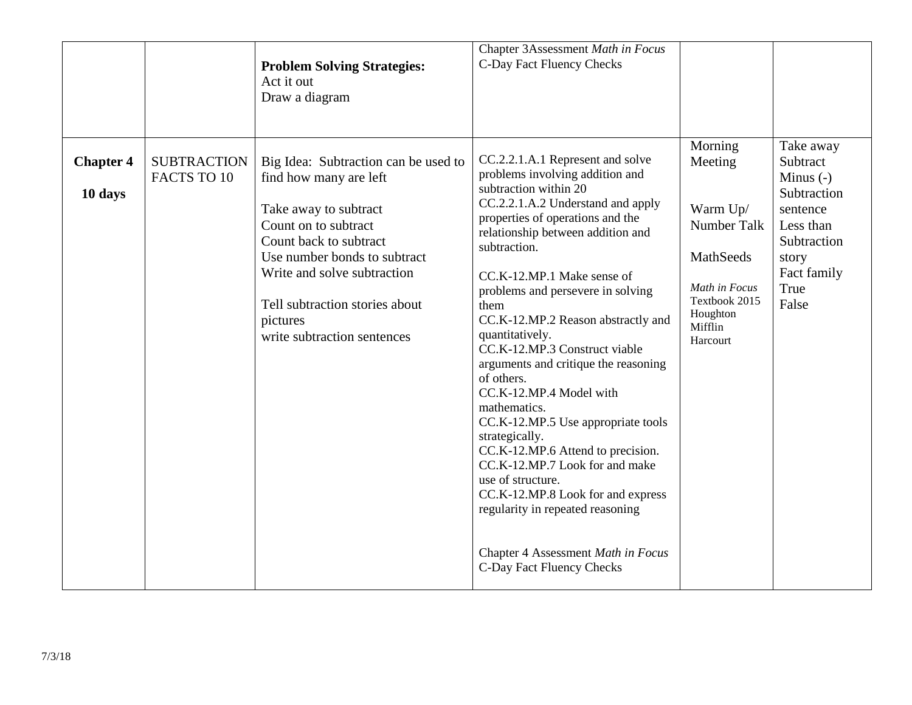| | | | | | |
|---|---|---|---|---|---|
| | | **Problem Solving Strategies:**<br>Act it out<br>Draw a diagram | Chapter 3Assessment *Math in Focus*<br>C-Day Fact Fluency Checks | | |
| **Chapter 4**<br><br>**10 days** | SUBTRACTION FACTS TO 10 | Big Idea: Subtraction can be used to find how many are left<br><br>Take away to subtract<br>Count on to subtract<br>Count back to subtract<br>Use number bonds to subtract<br>Write and solve subtraction<br><br>Tell subtraction stories about pictures<br>write subtraction sentences | CC.2.2.1.A.1 Represent and solve problems involving addition and subtraction within 20<br>CC.2.2.1.A.2 Understand and apply properties of operations and the relationship between addition and subtraction.<br><br>CC.K-12.MP.1 Make sense of problems and persevere in solving them<br>CC.K-12.MP.2 Reason abstractly and quantitatively.<br>CC.K-12.MP.3 Construct viable arguments and critique the reasoning of others.<br>CC.K-12.MP.4 Model with mathematics.<br>CC.K-12.MP.5 Use appropriate tools strategically.<br>CC.K-12.MP.6 Attend to precision.<br>CC.K-12.MP.7 Look for and make use of structure.<br>CC.K-12.MP.8 Look for and express regularity in repeated reasoning<br><br>Chapter 4 Assessment *Math in Focus*<br>C-Day Fact Fluency Checks | Morning Meeting<br><br>Warm Up/ Number Talk<br><br>MathSeeds<br><br>*Math in Focus* Textbook 2015 Houghton Mifflin Harcourt | Take away<br>Subtract<br>Minus (-)<br>Subtraction sentence<br>Less than<br>Subtraction story<br>Fact family<br>True<br>False |

7/3/18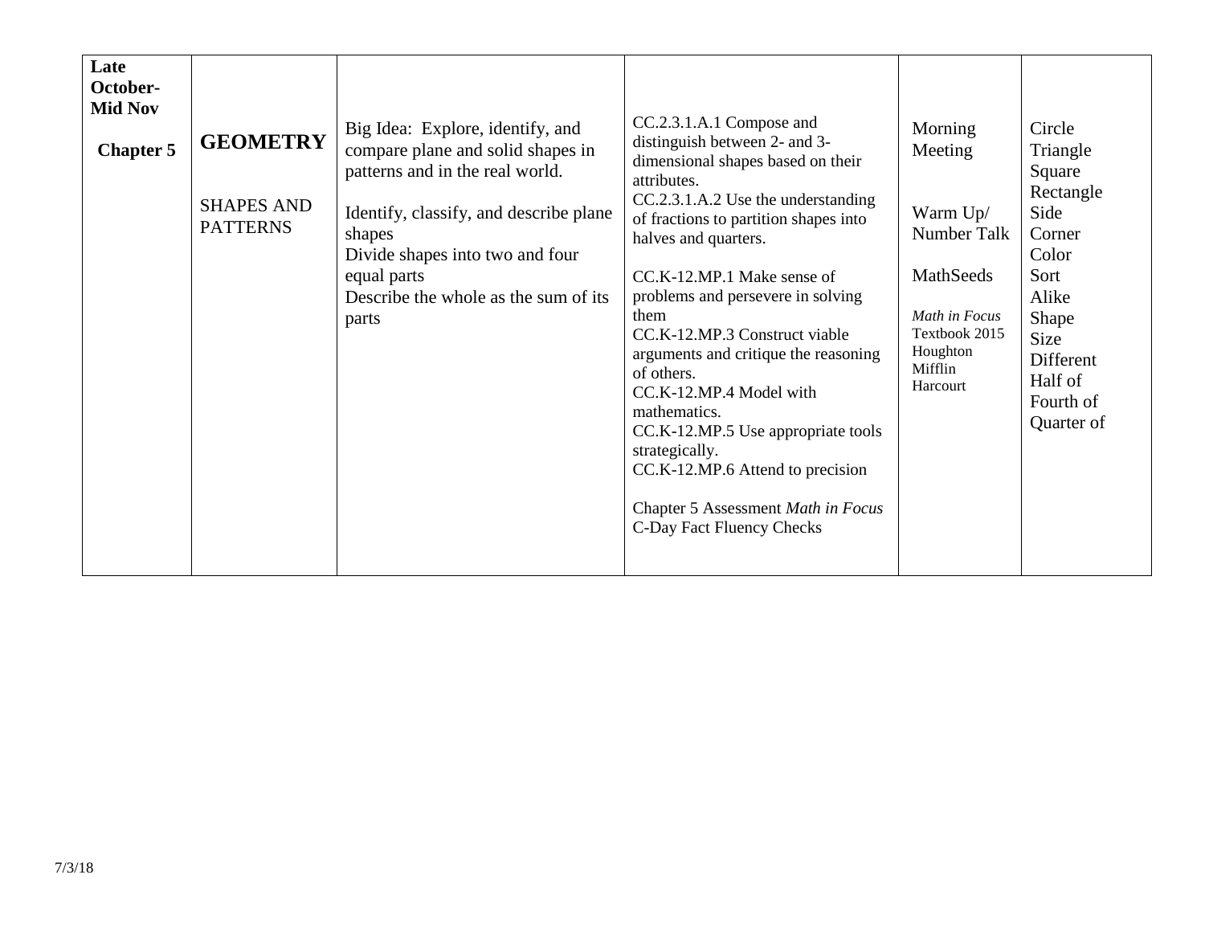| **Late October-Mid Nov**<br><br>**Chapter 5** | **GEOMETRY**<br><br>SHAPES AND PATTERNS | Big Idea: Explore, identify, and compare plane and solid shapes in patterns and in the real world.<br><br>Identify, classify, and describe plane shapes<br>Divide shapes into two and four equal parts<br>Describe the whole as the sum of its parts | CC.2.3.1.A.1 Compose and distinguish between 2- and 3-dimensional shapes based on their attributes.<br>CC.2.3.1.A.2 Use the understanding of fractions to partition shapes into halves and quarters.<br><br>CC.K-12.MP.1 Make sense of problems and persevere in solving them<br>CC.K-12.MP.3 Construct viable arguments and critique the reasoning of others.<br>CC.K-12.MP.4 Model with mathematics.<br>CC.K-12.MP.5 Use appropriate tools strategically.<br>CC.K-12.MP.6 Attend to precision<br><br>Chapter 5 Assessment *Math in Focus*<br>C-Day Fact Fluency Checks | Morning Meeting<br><br>Warm Up/ Number Talk<br><br>MathSeeds<br><br>*Math in Focus* Textbook 2015 Houghton Mifflin Harcourt | Circle<br>Triangle<br>Square<br>Rectangle<br>Side<br>Corner<br>Color<br>Sort<br>Alike<br>Shape<br>Size<br>Different<br>Half of<br>Fourth of<br>Quarter of |
|---|---|---|---|---|---|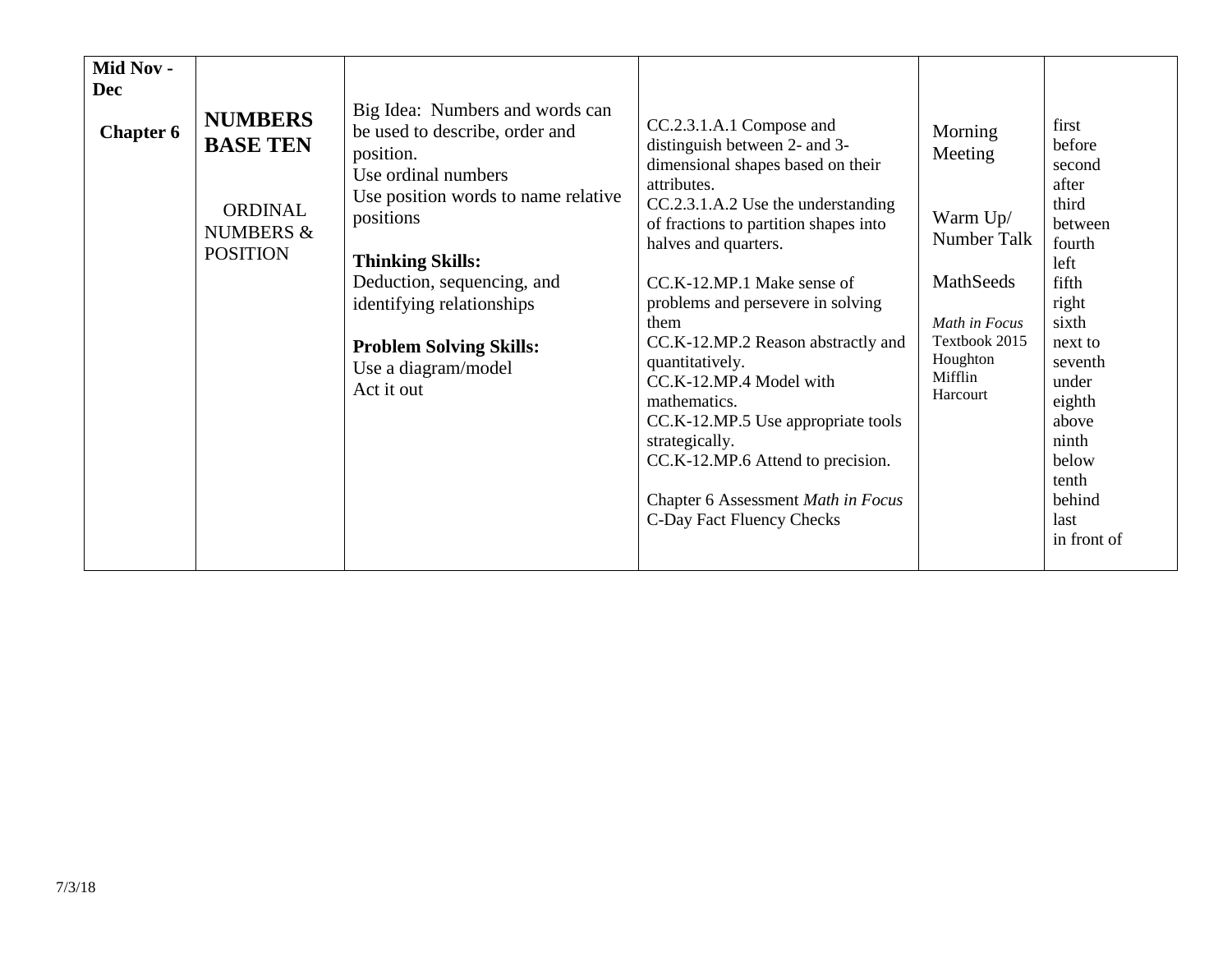| | | | | | |
|---|---|---|---|---|---|
| **Mid Nov - Dec**<br><br>**Chapter 6** | **NUMBERS BASE TEN**<br><br>ORDINAL NUMBERS & POSITION | Big Idea: Numbers and words can be used to describe, order and position.<br>Use ordinal numbers<br>Use position words to name relative positions<br><br>**Thinking Skills:**<br>Deduction, sequencing, and identifying relationships<br><br>**Problem Solving Skills:**<br>Use a diagram/model<br>Act it out | CC.2.3.1.A.1 Compose and distinguish between 2- and 3-dimensional shapes based on their attributes.<br>CC.2.3.1.A.2 Use the understanding of fractions to partition shapes into halves and quarters.<br><br>CC.K-12.MP.1 Make sense of problems and persevere in solving them<br>CC.K-12.MP.2 Reason abstractly and quantitatively.<br>CC.K-12.MP.4 Model with mathematics.<br>CC.K-12.MP.5 Use appropriate tools strategically.<br>CC.K-12.MP.6 Attend to precision.<br><br>Chapter 6 Assessment *Math in Focus*<br>C-Day Fact Fluency Checks | Morning Meeting<br><br>Warm Up/ Number Talk<br><br>MathSeeds<br><br>*Math in Focus* Textbook 2015 Houghton Mifflin Harcourt | first<br>before<br>second<br>after<br>third<br>between<br>fourth<br>left<br>fifth<br>right<br>sixth<br>next to<br>seventh<br>under<br>eighth<br>above<br>ninth<br>below<br>tenth<br>behind<br>last<br>in front of |

7/3/18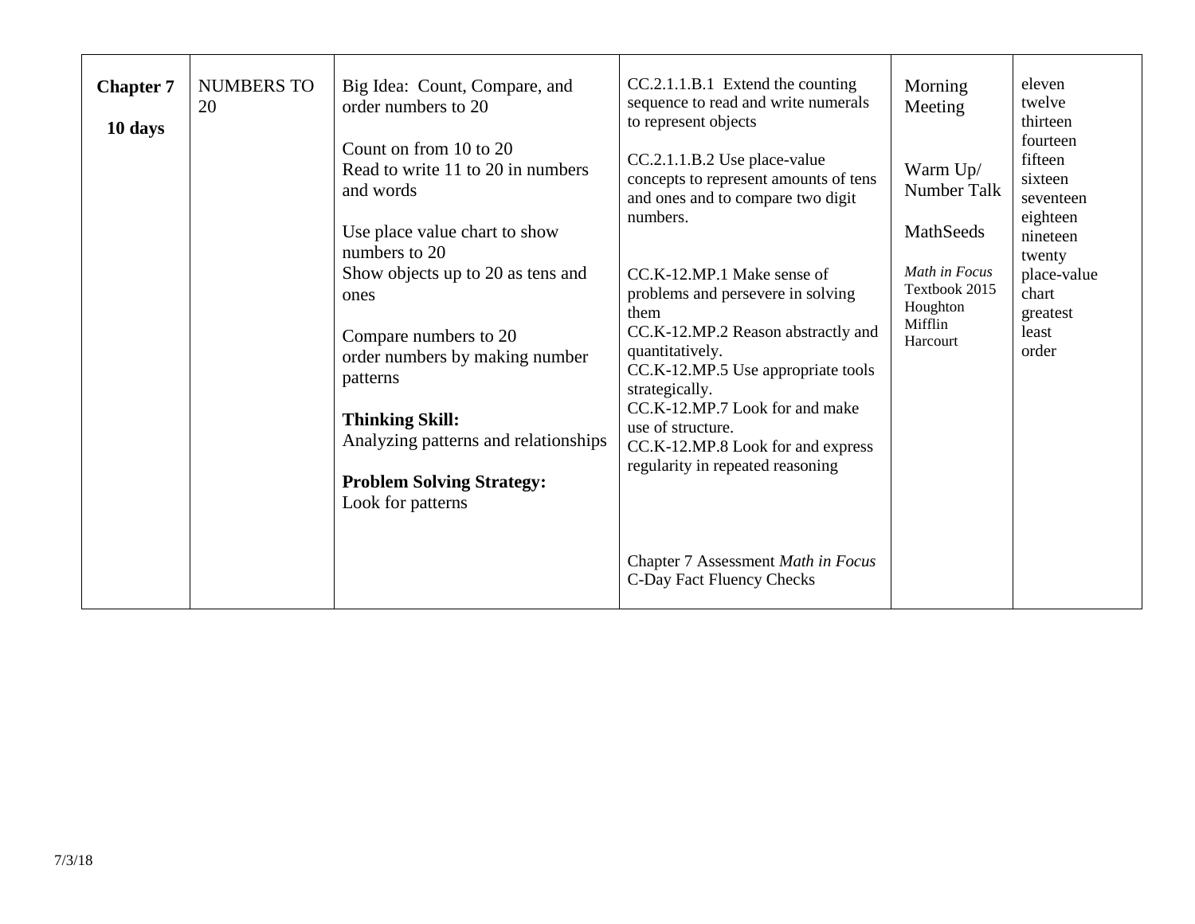| | | | | | |
|---|---|---|---|---|---|
| **Chapter 7**<br><br>**10 days** | NUMBERS TO 20 | Big Idea: Count, Compare, and order numbers to 20<br><br>Count on from 10 to 20<br>Read to write 11 to 20 in numbers and words<br><br>Use place value chart to show numbers to 20<br>Show objects up to 20 as tens and ones<br><br>Compare numbers to 20<br>order numbers by making number patterns<br><br>**Thinking Skill:**<br>Analyzing patterns and relationships<br><br>**Problem Solving Strategy:**<br>Look for patterns | CC.2.1.1.B.1 Extend the counting sequence to read and write numerals to represent objects<br><br>CC.2.1.1.B.2 Use place-value concepts to represent amounts of tens and ones and to compare two digit numbers.<br><br>CC.K-12.MP.1 Make sense of problems and persevere in solving them<br>CC.K-12.MP.2 Reason abstractly and quantitatively.<br>CC.K-12.MP.5 Use appropriate tools strategically.<br>CC.K-12.MP.7 Look for and make use of structure.<br>CC.K-12.MP.8 Look for and express regularity in repeated reasoning<br><br>Chapter 7 Assessment *Math in Focus*<br>C-Day Fact Fluency Checks | Morning Meeting<br><br>Warm Up/ Number Talk<br><br>MathSeeds<br><br>*Math in Focus* Textbook 2015 Houghton Mifflin Harcourt | eleven<br>twelve<br>thirteen<br>fourteen<br>fifteen<br>sixteen<br>seventeen<br>eighteen<br>nineteen<br>twenty<br>place-value chart<br>greatest<br>least<br>order |

7/3/18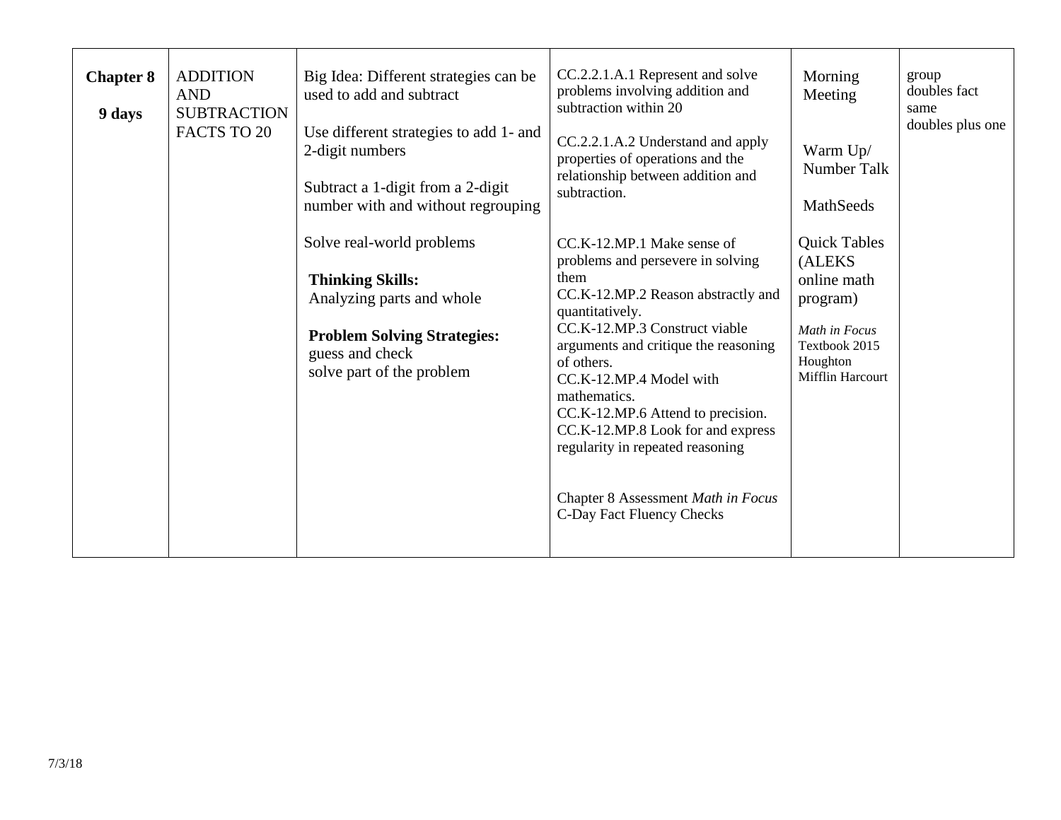| **Chapter 8**<br><br>**9 days** | ADDITION AND SUBTRACTION FACTS TO 20 | Big Idea: Different strategies can be used to add and subtract<br><br>Use different strategies to add 1- and 2-digit numbers<br><br>Subtract a 1-digit from a 2-digit number with and without regrouping<br><br>Solve real-world problems<br><br>**Thinking Skills:**<br>Analyzing parts and whole<br><br>**Problem Solving Strategies:**<br>guess and check<br>solve part of the problem | CC.2.2.1.A.1 Represent and solve problems involving addition and subtraction within 20<br><br>CC.2.2.1.A.2 Understand and apply properties of operations and the relationship between addition and subtraction.<br><br>CC.K-12.MP.1 Make sense of problems and persevere in solving them<br>CC.K-12.MP.2 Reason abstractly and quantitatively.<br>CC.K-12.MP.3 Construct viable arguments and critique the reasoning of others.<br>CC.K-12.MP.4 Model with mathematics.<br>CC.K-12.MP.6 Attend to precision.<br>CC.K-12.MP.8 Look for and express regularity in repeated reasoning<br><br>Chapter 8 Assessment *Math in Focus*<br>C-Day Fact Fluency Checks | Morning Meeting<br><br>Warm Up/ Number Talk<br><br>MathSeeds<br><br>Quick Tables (ALEKS online math program)<br><br>*Math in Focus* Textbook 2015 Houghton Mifflin Harcourt | group<br>doubles fact<br>same<br>doubles plus one |
|---|---|---|---|---|---|

7/3/18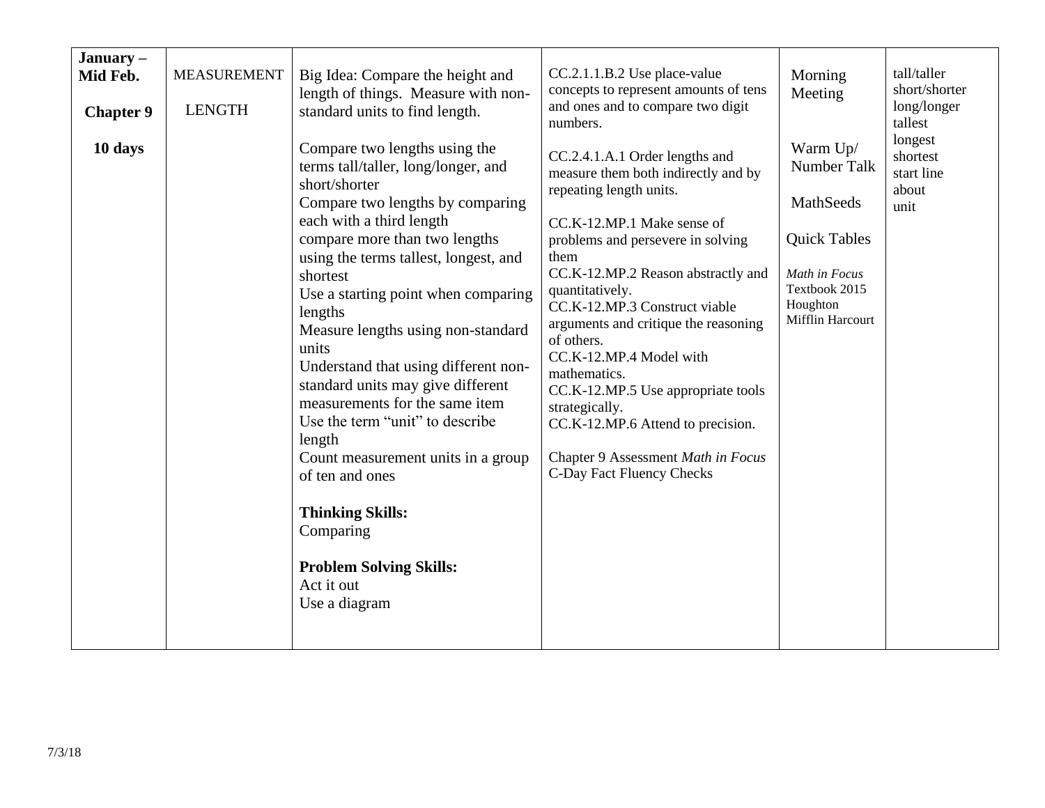| January – Mid Feb.<br><br>**Chapter 9**<br><br>**10 days** | MEASUREMENT<br><br>LENGTH | Big Idea: Compare the height and length of things. Measure with non-standard units to find length.<br><br>Compare two lengths using the terms tall/taller, long/longer, and short/shorter<br>Compare two lengths by comparing each with a third length<br>compare more than two lengths using the terms tallest, longest, and shortest<br>Use a starting point when comparing lengths<br>Measure lengths using non-standard units<br>Understand that using different non-standard units may give different measurements for the same item<br>Use the term "unit" to describe length<br>Count measurement units in a group of ten and ones<br><br>**Thinking Skills:**<br>Comparing<br><br>**Problem Solving Skills:**<br>Act it out<br>Use a diagram | CC.2.1.1.B.2 Use place-value concepts to represent amounts of tens and ones and to compare two digit numbers.<br><br>CC.2.4.1.A.1 Order lengths and measure them both indirectly and by repeating length units.<br><br>CC.K-12.MP.1 Make sense of problems and persevere in solving them<br>CC.K-12.MP.2 Reason abstractly and quantitatively.<br>CC.K-12.MP.3 Construct viable arguments and critique the reasoning of others.<br>CC.K-12.MP.4 Model with mathematics.<br>CC.K-12.MP.5 Use appropriate tools strategically.<br>CC.K-12.MP.6 Attend to precision.<br><br>Chapter 9 Assessment *Math in Focus*<br>C-Day Fact Fluency Checks | Morning Meeting<br><br>Warm Up/ Number Talk<br><br>MathSeeds<br><br>Quick Tables<br><br>*Math in Focus* Textbook 2015 Houghton Mifflin Harcourt | tall/taller<br>short/shorter<br>long/longer<br>tallest<br>longest<br>shortest<br>start line<br>about<br>unit |
|---|---|---|---|---|---|

7/3/18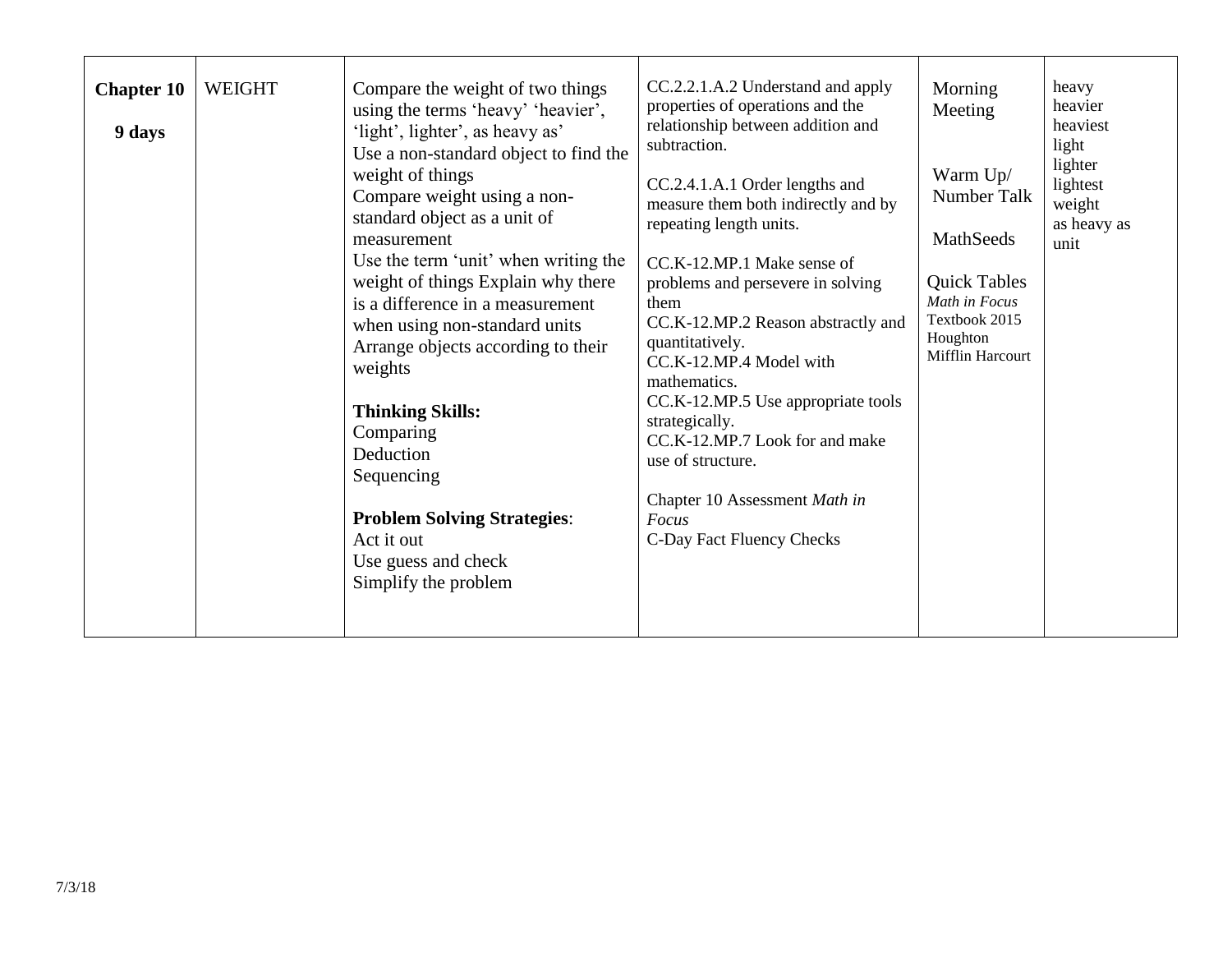| **Chapter 10**<br><br>**9 days** | WEIGHT | Compare the weight of two things using the terms 'heavy' 'heavier', 'light', lighter', as heavy as'<br>Use a non-standard object to find the weight of things<br>Compare weight using a non-standard object as a unit of measurement<br>Use the term 'unit' when writing the weight of things Explain why there is a difference in a measurement when using non-standard units<br>Arrange objects according to their weights<br><br>**Thinking Skills:**<br>Comparing<br>Deduction<br>Sequencing<br><br>**Problem Solving Strategies**:<br>Act it out<br>Use guess and check<br>Simplify the problem | CC.2.2.1.A.2 Understand and apply properties of operations and the relationship between addition and subtraction.<br><br>CC.2.4.1.A.1 Order lengths and measure them both indirectly and by repeating length units.<br><br>CC.K-12.MP.1 Make sense of problems and persevere in solving them<br>CC.K-12.MP.2 Reason abstractly and quantitatively.<br>CC.K-12.MP.4 Model with mathematics.<br>CC.K-12.MP.5 Use appropriate tools strategically.<br>CC.K-12.MP.7 Look for and make use of structure.<br><br>Chapter 10 Assessment *Math in Focus*<br>C-Day Fact Fluency Checks | Morning Meeting<br><br>Warm Up/ Number Talk<br><br>MathSeeds<br><br>Quick Tables<br>*Math in Focus* Textbook 2015 Houghton Mifflin Harcourt | heavy<br>heavier<br>heaviest<br>light<br>lighter<br>lightest<br>weight<br>as heavy as<br>unit |
|---|---|---|---|---|---|

7/3/18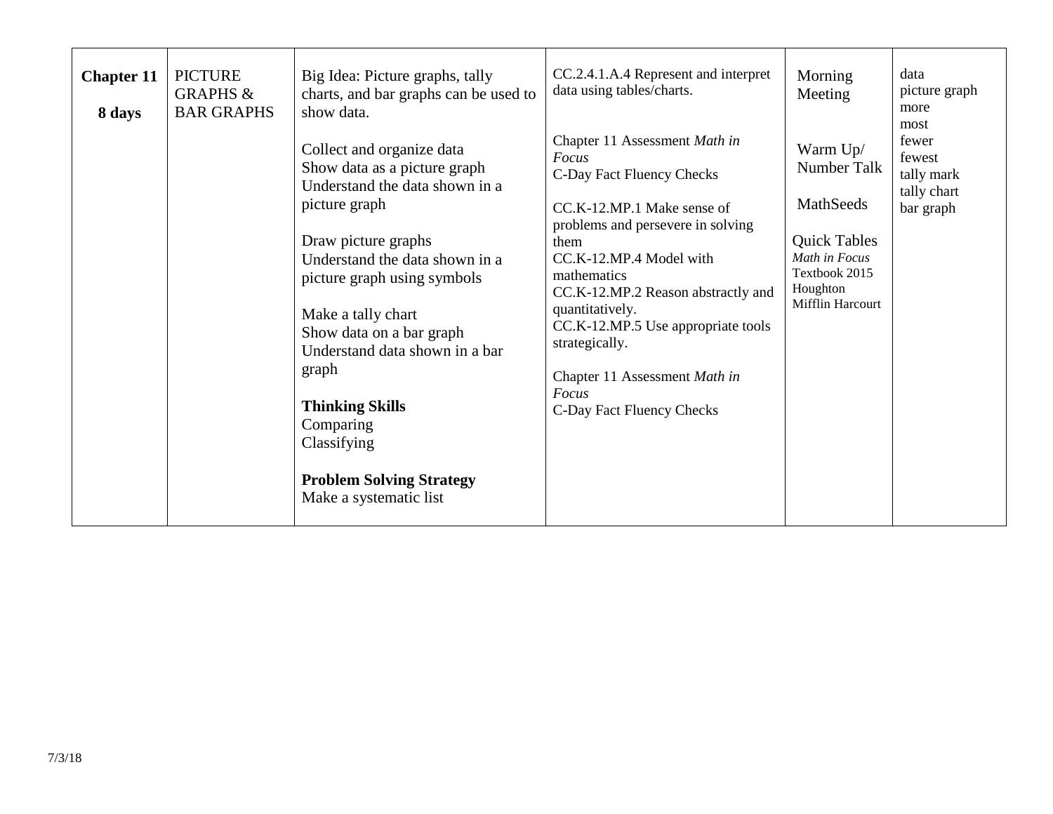| | | | | | |
|---|---|---|---|---|---|
| **Chapter 11**<br><br>**8 days** | PICTURE GRAPHS & BAR GRAPHS | Big Idea: Picture graphs, tally charts, and bar graphs can be used to show data.<br><br>Collect and organize data<br>Show data as a picture graph<br>Understand the data shown in a picture graph<br><br>Draw picture graphs<br>Understand the data shown in a picture graph using symbols<br><br>Make a tally chart<br>Show data on a bar graph<br>Understand data shown in a bar graph<br><br>**Thinking Skills**<br>Comparing<br>Classifying<br><br>**Problem Solving Strategy**<br>Make a systematic list | CC.2.4.1.A.4 Represent and interpret data using tables/charts.<br><br>Chapter 11 Assessment *Math in Focus*<br>C-Day Fact Fluency Checks<br><br>CC.K-12.MP.1 Make sense of problems and persevere in solving them<br>CC.K-12.MP.4 Model with mathematics<br>CC.K-12.MP.2 Reason abstractly and quantitatively.<br>CC.K-12.MP.5 Use appropriate tools strategically.<br><br>Chapter 11 Assessment *Math in Focus*<br>C-Day Fact Fluency Checks | Morning Meeting<br><br>Warm Up/ Number Talk<br><br>MathSeeds<br><br>Quick Tables<br>*Math in Focus* Textbook 2015 Houghton Mifflin Harcourt | data<br>picture graph<br>more<br>most<br>fewer<br>fewest<br>tally mark<br>tally chart<br>bar graph |

7/3/18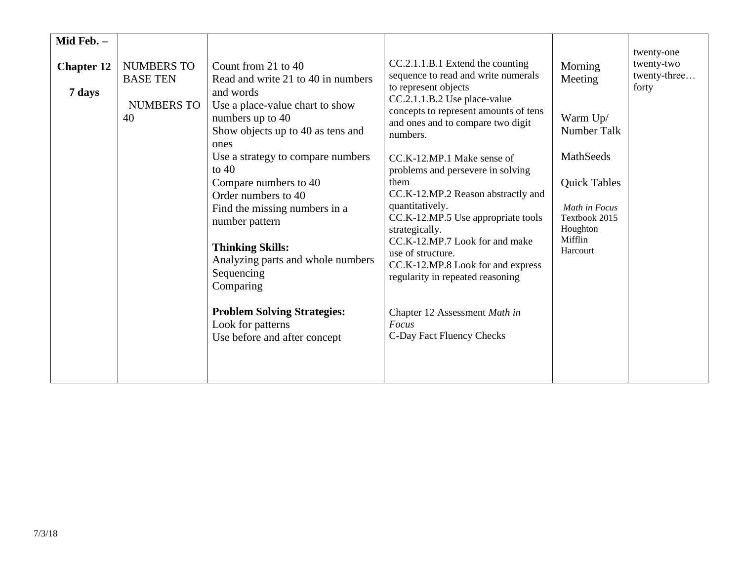| Mid Feb. – <br><br> **Chapter 12** <br><br> **7 days** | NUMBERS TO BASE TEN <br><br> NUMBERS TO 40 | Count from 21 to 40<br>Read and write 21 to 40 in numbers and words<br>Use a place-value chart to show numbers up to 40<br>Show objects up to 40 as tens and ones<br>Use a strategy to compare numbers to 40<br>Compare numbers to 40<br>Order numbers to 40<br>Find the missing numbers in a number pattern<br><br>**Thinking Skills:**<br>Analyzing parts and whole numbers<br>Sequencing<br>Comparing<br><br>**Problem Solving Strategies:**<br>Look for patterns<br>Use before and after concept | CC.2.1.1.B.1 Extend the counting sequence to read and write numerals to represent objects<br>CC.2.1.1.B.2 Use place-value concepts to represent amounts of tens and ones and to compare two digit numbers.<br><br>CC.K-12.MP.1 Make sense of problems and persevere in solving them<br>CC.K-12.MP.2 Reason abstractly and quantitatively.<br>CC.K-12.MP.5 Use appropriate tools strategically.<br>CC.K-12.MP.7 Look for and make use of structure.<br>CC.K-12.MP.8 Look for and express regularity in repeated reasoning<br><br>Chapter 12 Assessment *Math in Focus*<br>C-Day Fact Fluency Checks | Morning Meeting<br><br>Warm Up/ Number Talk<br><br>MathSeeds<br><br>Quick Tables<br><br>*Math in Focus* Textbook 2015 Houghton Mifflin Harcourt | twenty-one<br>twenty-two<br>twenty-three…<br>forty |
|---|---|---|---|---|---|

7/3/18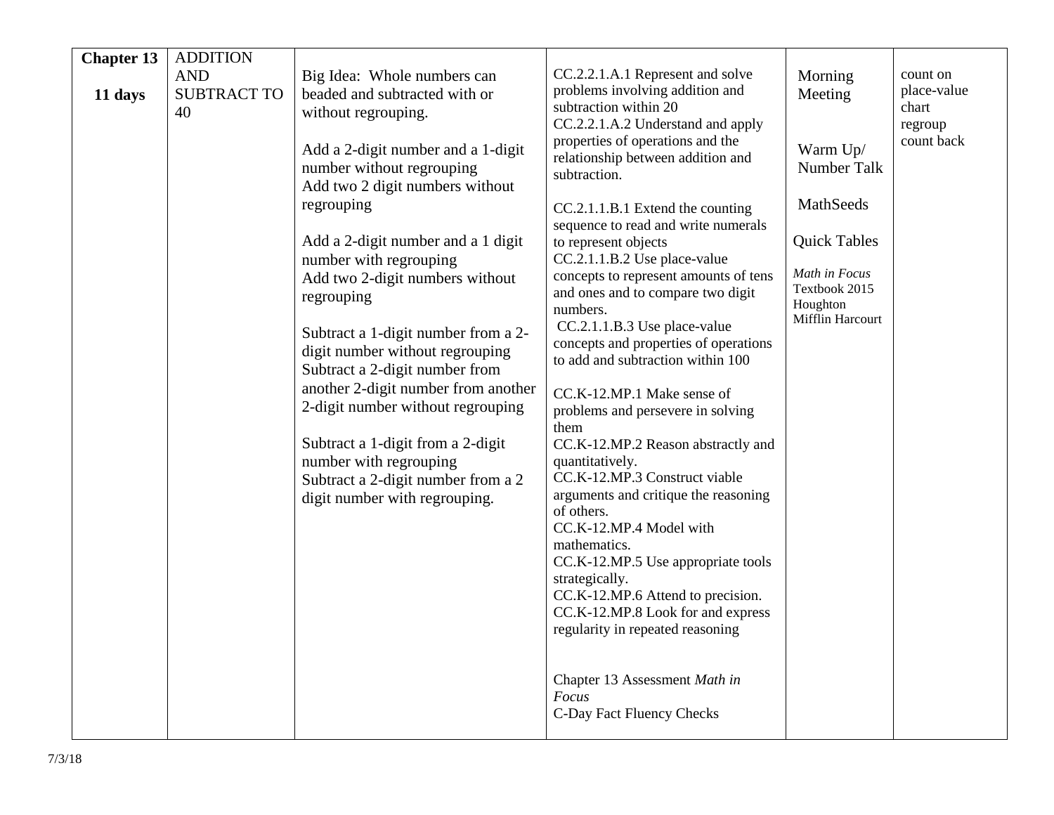| **Chapter 13**<br><br>**11 days** | ADDITION AND SUBTRACT TO 40 | Big Idea: Whole numbers can beaded and subtracted with or without regrouping.<br><br>Add a 2-digit number and a 1-digit number without regrouping<br>Add two 2 digit numbers without regrouping<br><br>Add a 2-digit number and a 1 digit number with regrouping<br>Add two 2-digit numbers without regrouping<br><br>Subtract a 1-digit number from a 2-digit number without regrouping<br>Subtract a 2-digit number from another 2-digit number from another 2-digit number without regrouping<br><br>Subtract a 1-digit from a 2-digit number with regrouping<br>Subtract a 2-digit number from a 2 digit number with regrouping. | CC.2.2.1.A.1 Represent and solve problems involving addition and subtraction within 20<br>CC.2.2.1.A.2 Understand and apply properties of operations and the relationship between addition and subtraction.<br><br>CC.2.1.1.B.1 Extend the counting sequence to read and write numerals to represent objects<br>CC.2.1.1.B.2 Use place-value concepts to represent amounts of tens and ones and to compare two digit numbers.<br>CC.2.1.1.B.3 Use place-value concepts and properties of operations to add and subtraction within 100<br><br>CC.K-12.MP.1 Make sense of problems and persevere in solving them<br>CC.K-12.MP.2 Reason abstractly and quantitatively.<br>CC.K-12.MP.3 Construct viable arguments and critique the reasoning of others.<br>CC.K-12.MP.4 Model with mathematics.<br>CC.K-12.MP.5 Use appropriate tools strategically.<br>CC.K-12.MP.6 Attend to precision.<br>CC.K-12.MP.8 Look for and express regularity in repeated reasoning<br><br>Chapter 13 Assessment *Math in Focus*<br>C-Day Fact Fluency Checks | Morning Meeting<br><br>Warm Up/ Number Talk<br><br>MathSeeds<br><br>Quick Tables<br><br>*Math in Focus* Textbook 2015 Houghton Mifflin Harcourt | count on<br>place-value chart<br>regroup<br>count back |
|---|---|---|---|---|---|

7/3/18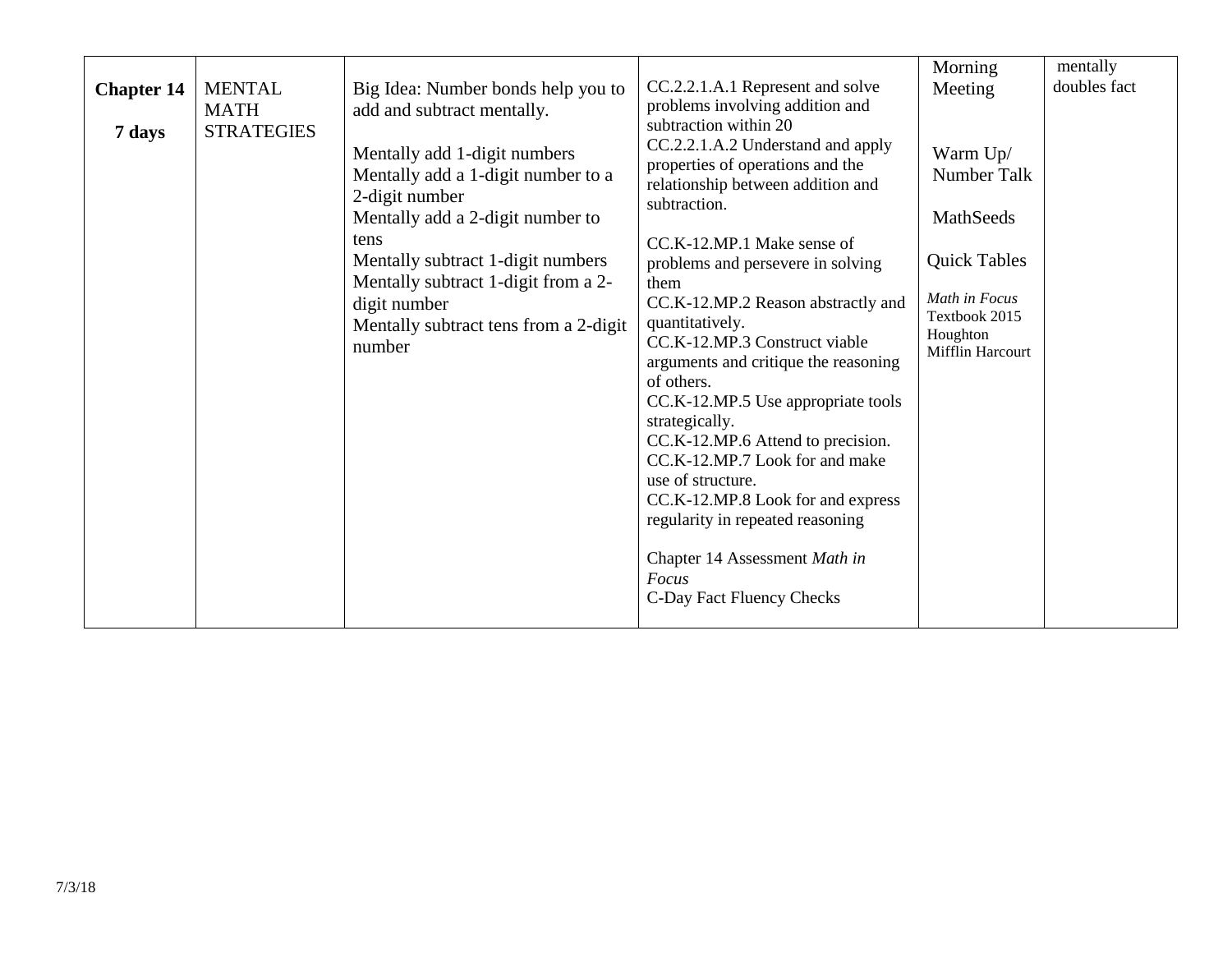| **Chapter 14**<br><br>**7 days** | MENTAL MATH STRATEGIES | Big Idea: Number bonds help you to add and subtract mentally.<br><br>Mentally add 1-digit numbers<br>Mentally add a 1-digit number to a 2-digit number<br>Mentally add a 2-digit number to tens<br>Mentally subtract 1-digit numbers<br>Mentally subtract 1-digit from a 2-digit number<br>Mentally subtract tens from a 2-digit number | CC.2.2.1.A.1 Represent and solve problems involving addition and subtraction within 20<br>CC.2.2.1.A.2 Understand and apply properties of operations and the relationship between addition and subtraction.<br><br>CC.K-12.MP.1 Make sense of problems and persevere in solving them<br>CC.K-12.MP.2 Reason abstractly and quantitatively.<br>CC.K-12.MP.3 Construct viable arguments and critique the reasoning of others.<br>CC.K-12.MP.5 Use appropriate tools strategically.<br>CC.K-12.MP.6 Attend to precision.<br>CC.K-12.MP.7 Look for and make use of structure.<br>CC.K-12.MP.8 Look for and express regularity in repeated reasoning<br><br>Chapter 14 Assessment *Math in Focus*<br>C-Day Fact Fluency Checks | Morning Meeting<br><br>Warm Up/ Number Talk<br><br>MathSeeds<br><br>Quick Tables<br><br>*Math in Focus* Textbook 2015 Houghton Mifflin Harcourt | mentally doubles fact |
|---|---|---|---|---|---|

7/3/18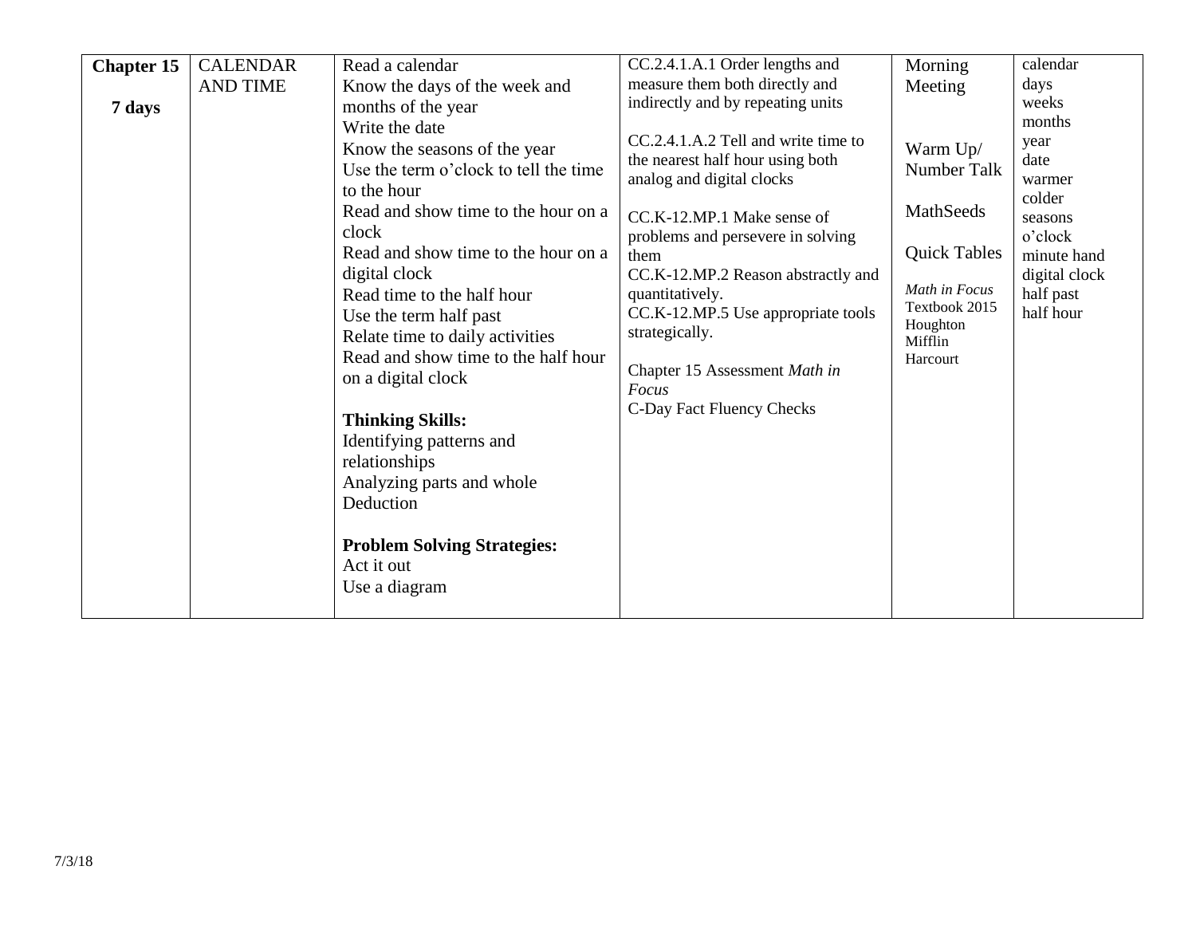| **Chapter 15**<br><br>**7 days** | CALENDAR AND TIME | Read a calendar<br>Know the days of the week and months of the year<br>Write the date<br>Know the seasons of the year<br>Use the term o'clock to tell the time to the hour<br>Read and show time to the hour on a clock<br>Read and show time to the hour on a digital clock<br>Read time to the half hour<br>Use the term half past<br>Relate time to daily activities<br>Read and show time to the half hour on a digital clock<br><br>**Thinking Skills:**<br>Identifying patterns and relationships<br>Analyzing parts and whole<br>Deduction<br><br>**Problem Solving Strategies:**<br>Act it out<br>Use a diagram | CC.2.4.1.A.1 Order lengths and measure them both directly and indirectly and by repeating units<br><br>CC.2.4.1.A.2 Tell and write time to the nearest half hour using both analog and digital clocks<br><br>CC.K-12.MP.1 Make sense of problems and persevere in solving them<br>CC.K-12.MP.2 Reason abstractly and quantitatively.<br>CC.K-12.MP.5 Use appropriate tools strategically.<br><br>Chapter 15 Assessment *Math in Focus*<br>C-Day Fact Fluency Checks | Morning Meeting<br><br>Warm Up/ Number Talk<br><br>MathSeeds<br><br>Quick Tables<br><br>*Math in Focus* Textbook 2015 Houghton Mifflin Harcourt | calendar<br>days<br>weeks<br>months<br>year<br>date<br>warmer<br>colder<br>seasons<br>o'clock<br>minute hand<br>digital clock<br>half past<br>half hour |
|---|---|---|---|---|---|

7/3/18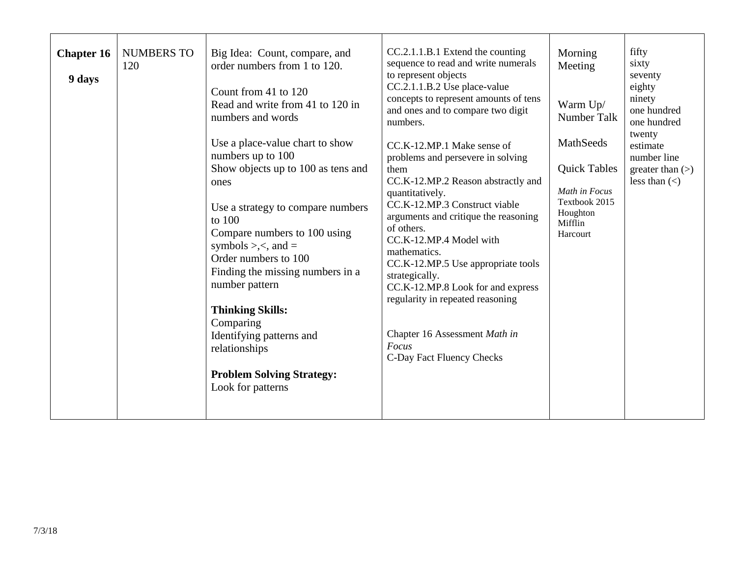| **Chapter 16**<br><br>**9 days** | NUMBERS TO 120 | Big Idea: Count, compare, and order numbers from 1 to 120.<br><br>Count from 41 to 120<br>Read and write from 41 to 120 in numbers and words<br><br>Use a place-value chart to show numbers up to 100<br>Show objects up to 100 as tens and ones<br><br>Use a strategy to compare numbers to 100<br>Compare numbers to 100 using symbols >,<, and =<br>Order numbers to 100<br>Finding the missing numbers in a number pattern<br><br>**Thinking Skills:**<br>Comparing<br>Identifying patterns and relationships<br><br>**Problem Solving Strategy:**<br>Look for patterns | CC.2.1.1.B.1 Extend the counting sequence to read and write numerals to represent objects<br>CC.2.1.1.B.2 Use place-value concepts to represent amounts of tens and ones and to compare two digit numbers.<br><br>CC.K-12.MP.1 Make sense of problems and persevere in solving them<br>CC.K-12.MP.2 Reason abstractly and quantitatively.<br>CC.K-12.MP.3 Construct viable arguments and critique the reasoning of others.<br>CC.K-12.MP.4 Model with mathematics.<br>CC.K-12.MP.5 Use appropriate tools strategically.<br>CC.K-12.MP.8 Look for and express regularity in repeated reasoning<br><br>Chapter 16 Assessment *Math in Focus*<br>C-Day Fact Fluency Checks | Morning Meeting<br><br>Warm Up/ Number Talk<br><br>MathSeeds<br><br>Quick Tables<br><br>*Math in Focus* Textbook 2015 Houghton Mifflin Harcourt | fifty<br>sixty<br>seventy<br>eighty<br>ninety<br>one hundred<br>one hundred twenty<br>estimate<br>number line<br>greater than (>)<br>less than (<) |
|---|---|---|---|---|---|

7/3/18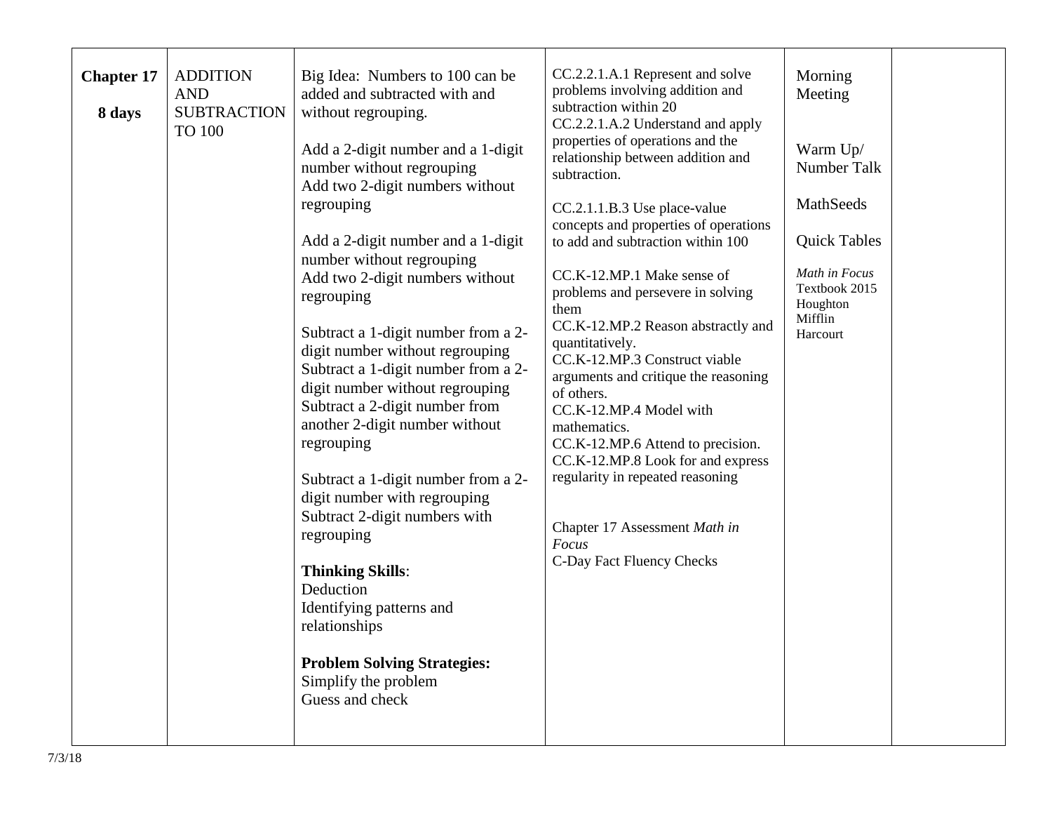| | | | | | |
|---|---|---|---|---|---|
| **Chapter 17**<br><br>**8 days** | ADDITION AND SUBTRACTION TO 100 | Big Idea: Numbers to 100 can be added and subtracted with and without regrouping.<br><br>Add a 2-digit number and a 1-digit number without regrouping<br>Add two 2-digit numbers without regrouping<br><br>Add a 2-digit number and a 1-digit number without regrouping<br>Add two 2-digit numbers without regrouping<br><br>Subtract a 1-digit number from a 2-digit number without regrouping<br>Subtract a 1-digit number from a 2-digit number without regrouping<br>Subtract a 2-digit number from another 2-digit number without regrouping<br><br>Subtract a 1-digit number from a 2-digit number with regrouping<br>Subtract 2-digit numbers with regrouping<br><br>**Thinking Skills**:<br>Deduction<br>Identifying patterns and relationships<br><br>**Problem Solving Strategies:**<br>Simplify the problem<br>Guess and check | CC.2.2.1.A.1 Represent and solve problems involving addition and subtraction within 20<br>CC.2.2.1.A.2 Understand and apply properties of operations and the relationship between addition and subtraction.<br><br>CC.2.1.1.B.3 Use place-value concepts and properties of operations to add and subtraction within 100<br><br>CC.K-12.MP.1 Make sense of problems and persevere in solving them<br>CC.K-12.MP.2 Reason abstractly and quantitatively.<br>CC.K-12.MP.3 Construct viable arguments and critique the reasoning of others.<br>CC.K-12.MP.4 Model with mathematics.<br>CC.K-12.MP.6 Attend to precision.<br>CC.K-12.MP.8 Look for and express regularity in repeated reasoning<br><br>Chapter 17 Assessment *Math in Focus*<br>C-Day Fact Fluency Checks | Morning Meeting<br><br>Warm Up/ Number Talk<br><br>MathSeeds<br><br>Quick Tables<br><br>*Math in Focus* Textbook 2015 Houghton Mifflin Harcourt | |

7/3/18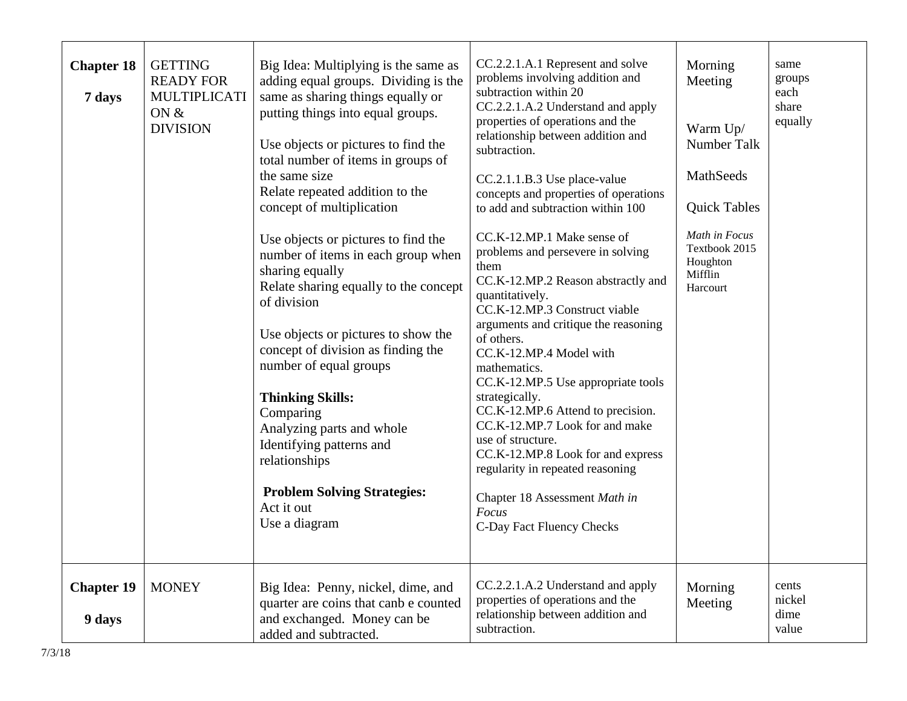| | | | | | |
|---|---|---|---|---|---|
| **Chapter 18**<br><br>**7 days** | GETTING READY FOR MULTIPLICATION & DIVISION | Big Idea: Multiplying is the same as adding equal groups. Dividing is the same as sharing things equally or putting things into equal groups.<br><br>Use objects or pictures to find the total number of items in groups of the same size<br>Relate repeated addition to the concept of multiplication<br><br>Use objects or pictures to find the number of items in each group when sharing equally<br>Relate sharing equally to the concept of division<br><br>Use objects or pictures to show the concept of division as finding the number of equal groups<br><br>**Thinking Skills:**<br>Comparing<br>Analyzing parts and whole<br>Identifying patterns and relationships<br><br>**Problem Solving Strategies:**<br>Act it out<br>Use a diagram | CC.2.2.1.A.1 Represent and solve problems involving addition and subtraction within 20<br>CC.2.2.1.A.2 Understand and apply properties of operations and the relationship between addition and subtraction.<br><br>CC.2.1.1.B.3 Use place-value concepts and properties of operations to add and subtraction within 100<br><br>CC.K-12.MP.1 Make sense of problems and persevere in solving them<br>CC.K-12.MP.2 Reason abstractly and quantitatively.<br>CC.K-12.MP.3 Construct viable arguments and critique the reasoning of others.<br>CC.K-12.MP.4 Model with mathematics.<br>CC.K-12.MP.5 Use appropriate tools strategically.<br>CC.K-12.MP.6 Attend to precision.<br>CC.K-12.MP.7 Look for and make use of structure.<br>CC.K-12.MP.8 Look for and express regularity in repeated reasoning<br><br>Chapter 18 Assessment *Math in Focus*<br>C-Day Fact Fluency Checks | Morning Meeting<br><br>Warm Up/ Number Talk<br><br>MathSeeds<br><br>Quick Tables<br><br>*Math in Focus* Textbook 2015 Houghton Mifflin Harcourt | same<br>groups<br>each<br>share<br>equally |
| **Chapter 19**<br><br>**9 days** | MONEY | Big Idea: Penny, nickel, dime, and quarter are coins that canb e counted and exchanged. Money can be added and subtracted. | CC.2.2.1.A.2 Understand and apply properties of operations and the relationship between addition and subtraction. | Morning Meeting | cents<br>nickel<br>dime<br>value |

7/3/18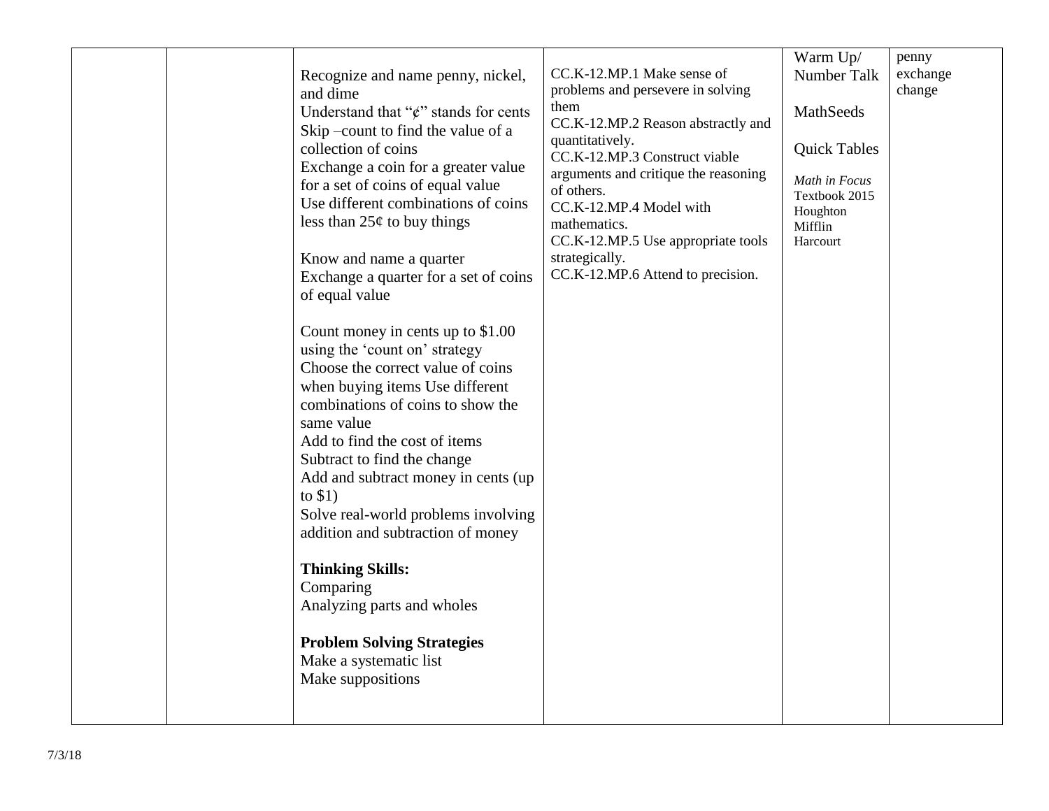| | | | | | |
|---|---|---|---|---|---|
| | | Recognize and name penny, nickel, and dime<br>Understand that "¢" stands for cents<br>Skip –count to find the value of a collection of coins<br>Exchange a coin for a greater value for a set of coins of equal value<br>Use different combinations of coins less than 25¢ to buy things<br><br>Know and name a quarter<br>Exchange a quarter for a set of coins of equal value<br><br>Count money in cents up to $1.00 using the 'count on' strategy<br>Choose the correct value of coins when buying items Use different combinations of coins to show the same value<br>Add to find the cost of items<br>Subtract to find the change<br>Add and subtract money in cents (up to $1)<br>Solve real-world problems involving addition and subtraction of money<br><br>**Thinking Skills:**<br>Comparing<br>Analyzing parts and wholes<br><br>**Problem Solving Strategies**<br>Make a systematic list<br>Make suppositions | CC.K-12.MP.1 Make sense of problems and persevere in solving them<br>CC.K-12.MP.2 Reason abstractly and quantitatively.<br>CC.K-12.MP.3 Construct viable arguments and critique the reasoning of others.<br>CC.K-12.MP.4 Model with mathematics.<br>CC.K-12.MP.5 Use appropriate tools strategically.<br>CC.K-12.MP.6 Attend to precision. | Warm Up/ Number Talk<br><br>MathSeeds<br><br>Quick Tables<br><br>*Math in Focus* Textbook 2015 Houghton Mifflin Harcourt | penny<br>exchange<br>change |

7/3/18